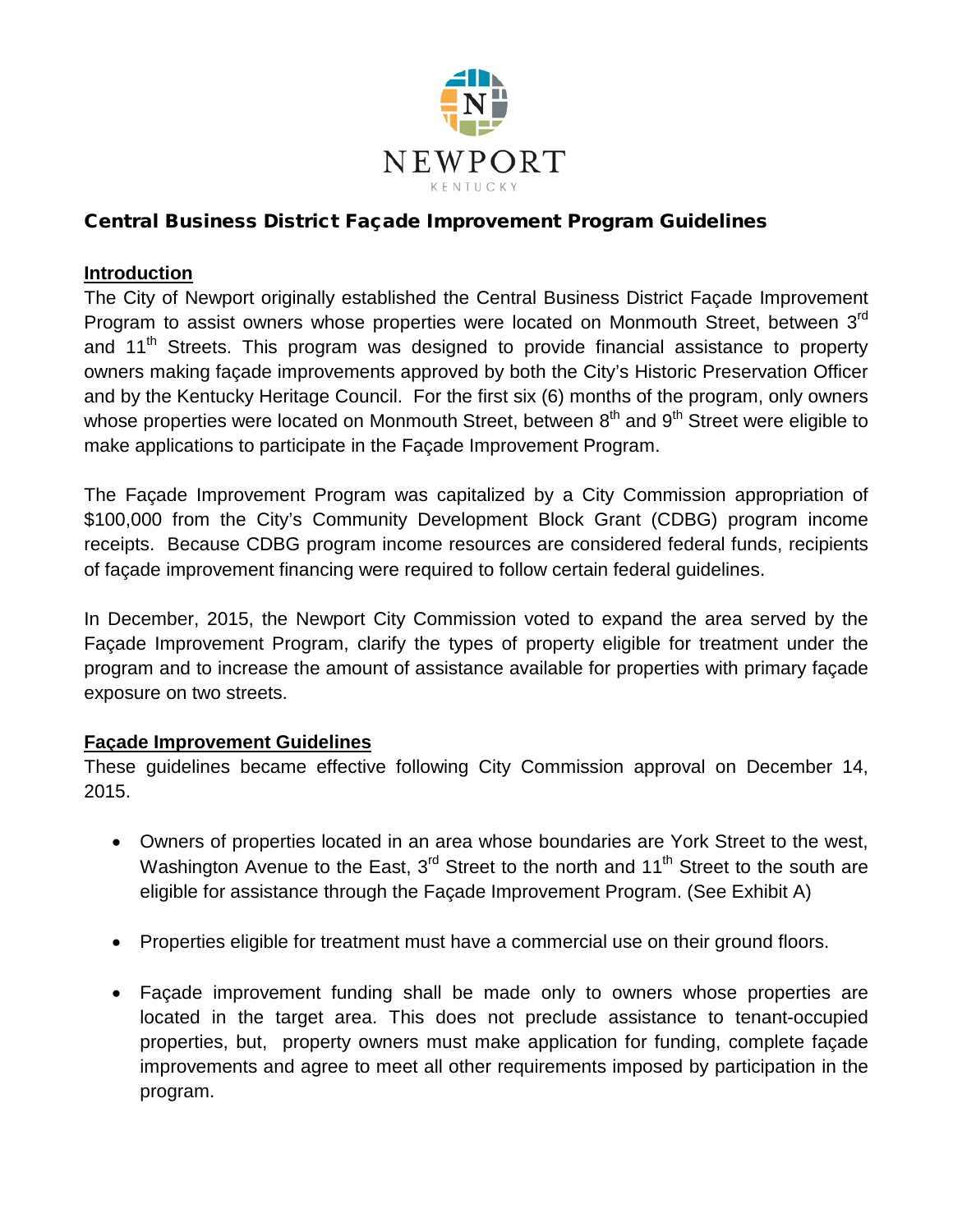NEWPORT

KENTUCKY

# Central Business District Façade Improvement Program Guidelines

## Introduction

The City of Newport originally established the Central Business District Façade Improvement Program to assist owners whose properties were located on Monmouth Street, between 3rd and 11th Streets. This program was designed to provide financial assistance to property owners making façade improvements approved by both the City's Historic Preservation Officer and by the Kentucky Heritage Council. For the first six (6) months of the program, only owners whose properties were located on Monmouth Street, between 8th and 9th Street were eligible to make applications to participate in the Façade Improvement Program.

The Façade Improvement Program was capitalized by a City Commission appropriation of $100,000 from the City's Community Development Block Grant (CDBG) program income receipts. Because CDBG program income resources are considered federal funds, recipients of façade improvement financing were required to follow certain federal guidelines.

In December, 2015, the Newport City Commission voted to expand the area served by the Façade Improvement Program, clarify the types of property eligible for treatment under the program and to increase the amount of assistance available for properties with primary façade exposure on two streets.

## Façade Improvement Guidelines

These guidelines became effective following City Commission approval on December 14, 2015.

- Owners of properties located in an area whose boundaries are York Street to the west, Washington Avenue to the East, 3rd Street to the north and 11th Street to the south are eligible for assistance through the Façade Improvement Program. (See Exhibit A)

- Properties eligible for treatment must have a commercial use on their ground floors.

- Façade improvement funding shall be made only to owners whose properties are located in the target area. This does not preclude assistance to tenant-occupied properties, but, property owners must make application for funding, complete façade improvements and agree to meet all other requirements imposed by participation in the program.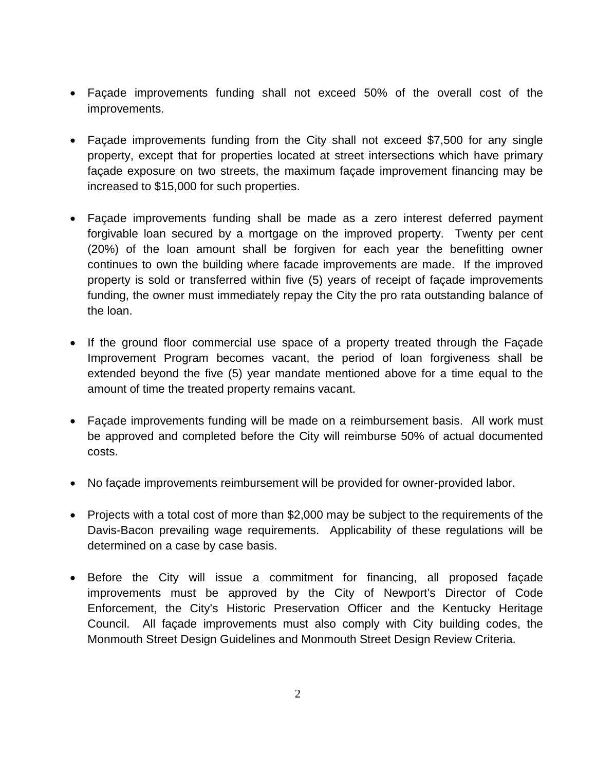- Façade improvements funding shall not exceed 50% of the overall cost of the improvements.

- Façade improvements funding from the City shall not exceed $7,500 for any single property, except that for properties located at street intersections which have primary façade exposure on two streets, the maximum façade improvement financing may be increased to $15,000 for such properties.

- Façade improvements funding shall be made as a zero interest deferred payment forgivable loan secured by a mortgage on the improved property. Twenty per cent (20%) of the loan amount shall be forgiven for each year the benefitting owner continues to own the building where facade improvements are made. If the improved property is sold or transferred within five (5) years of receipt of façade improvements funding, the owner must immediately repay the City the pro rata outstanding balance of the loan.

- If the ground floor commercial use space of a property treated through the Façade Improvement Program becomes vacant, the period of loan forgiveness shall be extended beyond the five (5) year mandate mentioned above for a time equal to the amount of time the treated property remains vacant.

- Façade improvements funding will be made on a reimbursement basis. All work must be approved and completed before the City will reimburse 50% of actual documented costs.

- No façade improvements reimbursement will be provided for owner-provided labor.

- Projects with a total cost of more than $2,000 may be subject to the requirements of the Davis-Bacon prevailing wage requirements. Applicability of these regulations will be determined on a case by case basis.

- Before the City will issue a commitment for financing, all proposed façade improvements must be approved by the City of Newport's Director of Code Enforcement, the City's Historic Preservation Officer and the Kentucky Heritage Council. All façade improvements must also comply with City building codes, the Monmouth Street Design Guidelines and Monmouth Street Design Review Criteria.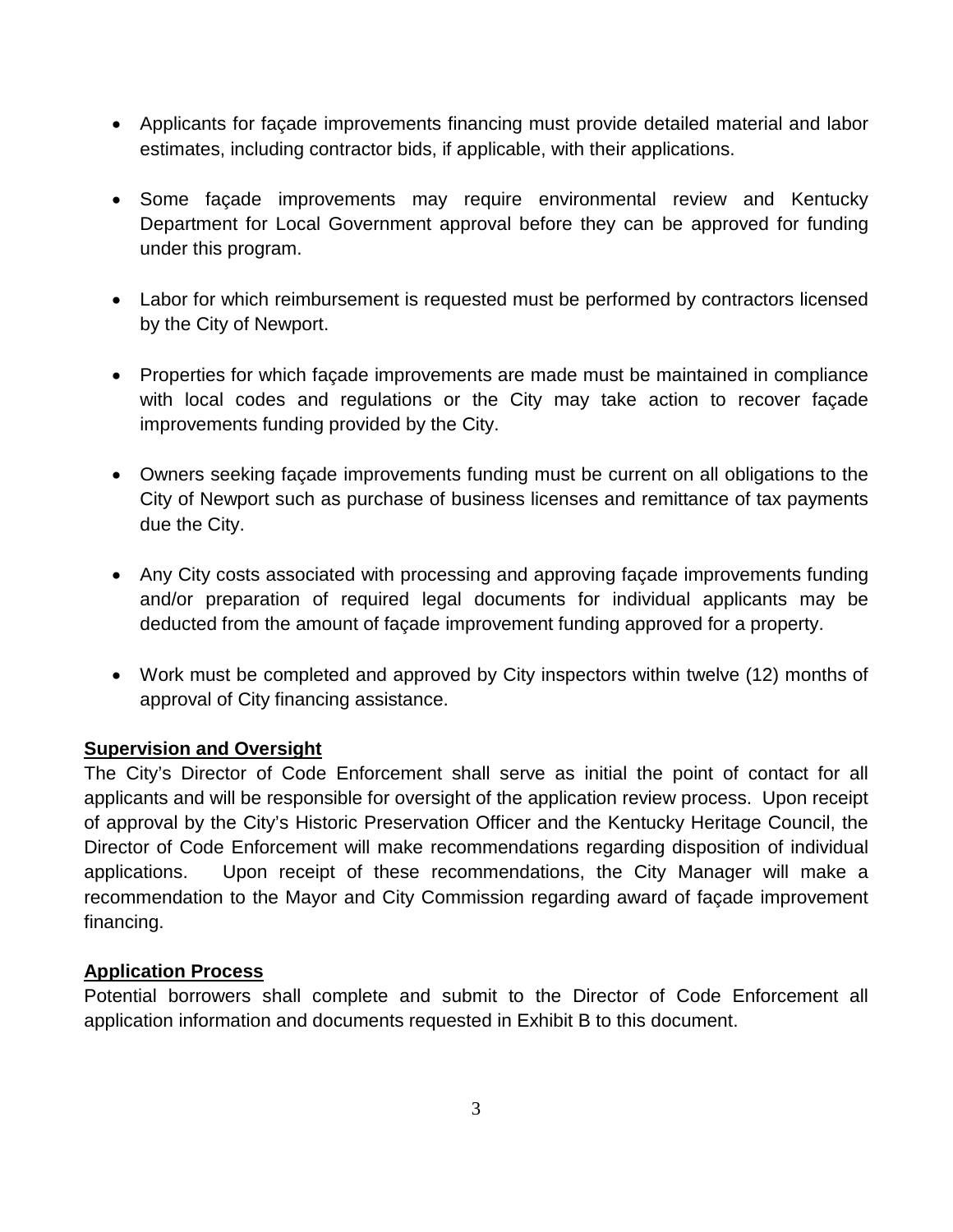- Applicants for façade improvements financing must provide detailed material and labor estimates, including contractor bids, if applicable, with their applications.
- Some façade improvements may require environmental review and Kentucky Department for Local Government approval before they can be approved for funding under this program.
- Labor for which reimbursement is requested must be performed by contractors licensed by the City of Newport.
- Properties for which façade improvements are made must be maintained in compliance with local codes and regulations or the City may take action to recover façade improvements funding provided by the City.
- Owners seeking façade improvements funding must be current on all obligations to the City of Newport such as purchase of business licenses and remittance of tax payments due the City.
- Any City costs associated with processing and approving façade improvements funding and/or preparation of required legal documents for individual applicants may be deducted from the amount of façade improvement funding approved for a property.
- Work must be completed and approved by City inspectors within twelve (12) months of approval of City financing assistance.

**<u>Supervision and Oversight</u>**

The City's Director of Code Enforcement shall serve as initial the point of contact for all applicants and will be responsible for oversight of the application review process. Upon receipt of approval by the City's Historic Preservation Officer and the Kentucky Heritage Council, the Director of Code Enforcement will make recommendations regarding disposition of individual applications. Upon receipt of these recommendations, the City Manager will make a recommendation to the Mayor and City Commission regarding award of façade improvement financing.

**<u>Application Process</u>**

Potential borrowers shall complete and submit to the Director of Code Enforcement all application information and documents requested in Exhibit B to this document.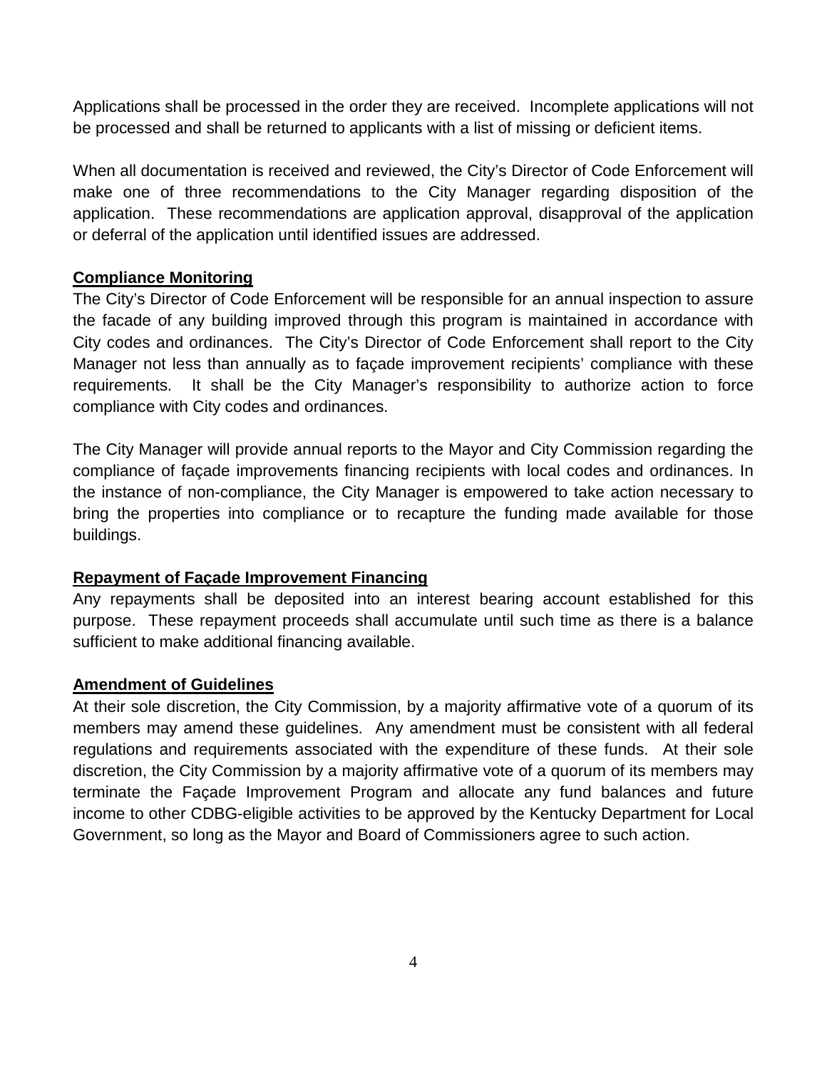Applications shall be processed in the order they are received. Incomplete applications will not be processed and shall be returned to applicants with a list of missing or deficient items.

When all documentation is received and reviewed, the City's Director of Code Enforcement will make one of three recommendations to the City Manager regarding disposition of the application. These recommendations are application approval, disapproval of the application or deferral of the application until identified issues are addressed.

**Compliance Monitoring**

The City's Director of Code Enforcement will be responsible for an annual inspection to assure the facade of any building improved through this program is maintained in accordance with City codes and ordinances. The City's Director of Code Enforcement shall report to the City Manager not less than annually as to façade improvement recipients' compliance with these requirements. It shall be the City Manager's responsibility to authorize action to force compliance with City codes and ordinances.

The City Manager will provide annual reports to the Mayor and City Commission regarding the compliance of façade improvements financing recipients with local codes and ordinances. In the instance of non-compliance, the City Manager is empowered to take action necessary to bring the properties into compliance or to recapture the funding made available for those buildings.

**Repayment of Façade Improvement Financing**

Any repayments shall be deposited into an interest bearing account established for this purpose. These repayment proceeds shall accumulate until such time as there is a balance sufficient to make additional financing available.

**Amendment of Guidelines**

At their sole discretion, the City Commission, by a majority affirmative vote of a quorum of its members may amend these guidelines. Any amendment must be consistent with all federal regulations and requirements associated with the expenditure of these funds. At their sole discretion, the City Commission by a majority affirmative vote of a quorum of its members may terminate the Façade Improvement Program and allocate any fund balances and future income to other CDBG-eligible activities to be approved by the Kentucky Department for Local Government, so long as the Mayor and Board of Commissioners agree to such action.